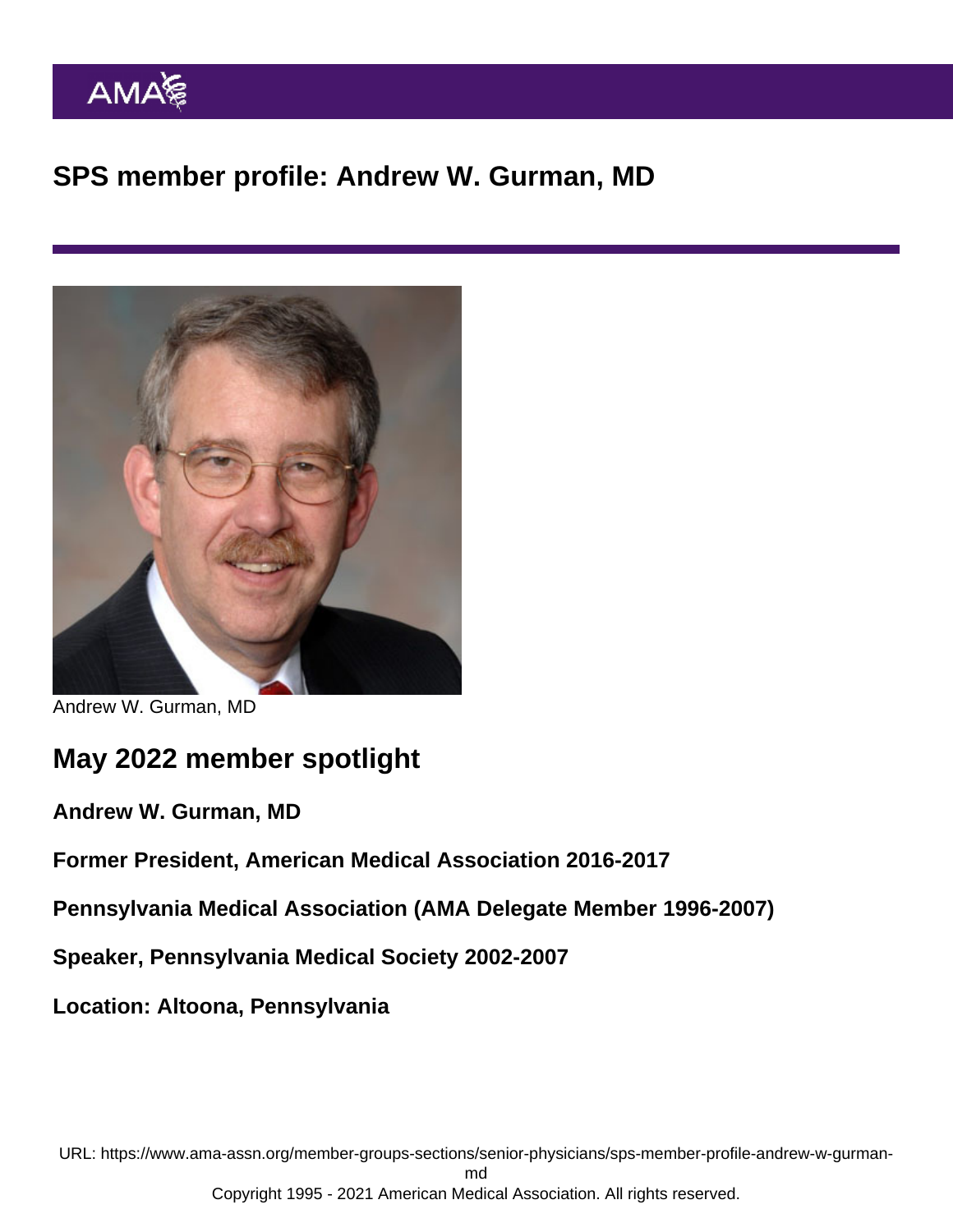# SPS member profile: Andrew W. Gurman, MD

Andrew W. Gurman, MD

## May 2022 member spotlight

**Andrew W. Gurman, MD**

**Former President, American Medical Association 2016-2017**

**Pennsylvania Medical Association (AMA Delegate Member 1996-2007)**

**Speaker, Pennsylvania Medical Society 2002-2007**

**Location: Altoona, Pennsylvania**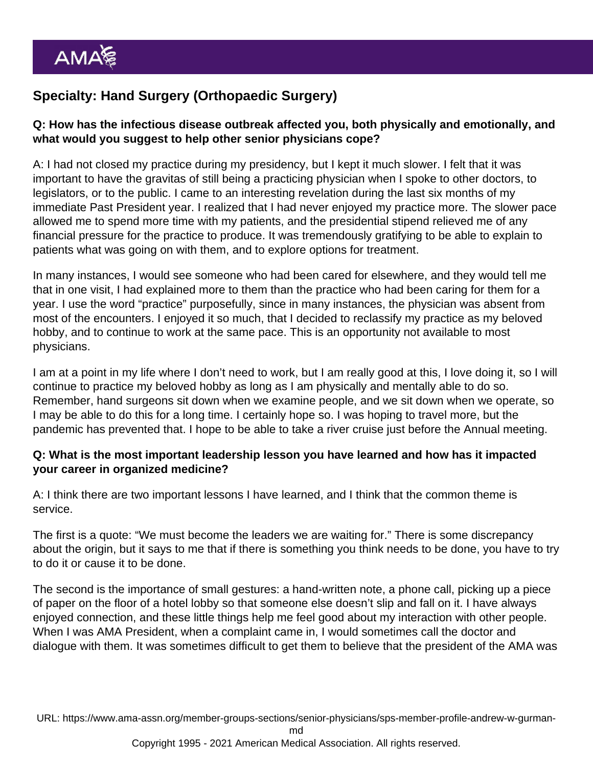## Specialty: Hand Surgery (Orthopaedic Surgery)

**Q: How has the infectious disease outbreak affected you, both physically and emotionally, and what would you suggest to help other senior physicians cope?**

A: I had not closed my practice during my presidency, but I kept it much slower. I felt that it was important to have the gravitas of still being a practicing physician when I spoke to other doctors, to legislators, or to the public. I came to an interesting revelation during the last six months of my immediate Past President year. I realized that I had never enjoyed my practice more. The slower pace allowed me to spend more time with my patients, and the presidential stipend relieved me of any financial pressure for the practice to produce. It was tremendously gratifying to be able to explain to patients what was going on with them, and to explore options for treatment.

In many instances, I would see someone who had been cared for elsewhere, and they would tell me that in one visit, I had explained more to them than the practice who had been caring for them for a year. I use the word "practice" purposefully, since in many instances, the physician was absent from most of the encounters. I enjoyed it so much, that I decided to reclassify my practice as my beloved hobby, and to continue to work at the same pace. This is an opportunity not available to most physicians.

I am at a point in my life where I don't need to work, but I am really good at this, I love doing it, so I will continue to practice my beloved hobby as long as I am physically and mentally able to do so. Remember, hand surgeons sit down when we examine people, and we sit down when we operate, so I may be able to do this for a long time. I certainly hope so. I was hoping to travel more, but the pandemic has prevented that. I hope to be able to take a river cruise just before the Annual meeting.

**Q: What is the most important leadership lesson you have learned and how has it impacted your career in organized medicine?**

A: I think there are two important lessons I have learned, and I think that the common theme is service.

The first is a quote: "We must become the leaders we are waiting for." There is some discrepancy about the origin, but it says to me that if there is something you think needs to be done, you have to try to do it or cause it to be done.

The second is the importance of small gestures: a hand-written note, a phone call, picking up a piece of paper on the floor of a hotel lobby so that someone else doesn't slip and fall on it. I have always enjoyed connection, and these little things help me feel good about my interaction with other people. When I was AMA President, when a complaint came in, I would sometimes call the doctor and dialogue with them. It was sometimes difficult to get them to believe that the president of the AMA was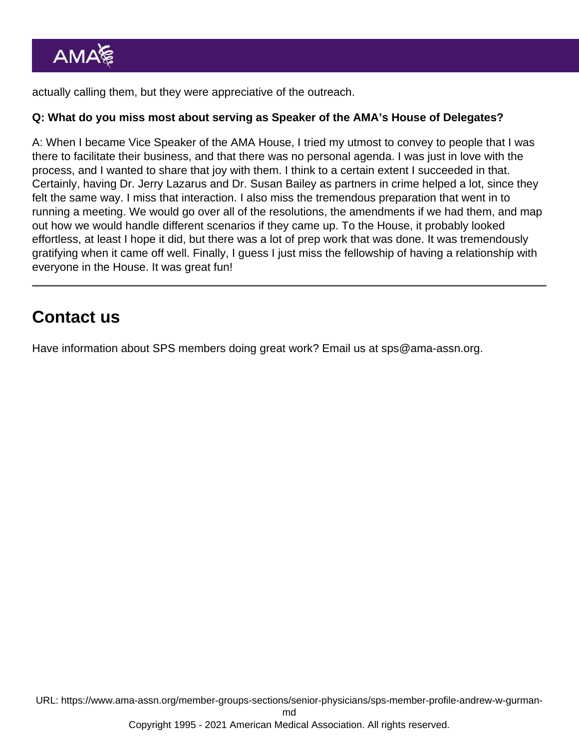actually calling them, but they were appreciative of the outreach.

**Q: What do you miss most about serving as Speaker of the AMA's House of Delegates?**

A: When I became Vice Speaker of the AMA House, I tried my utmost to convey to people that I was there to facilitate their business, and that there was no personal agenda. I was just in love with the process, and I wanted to share that joy with them. I think to a certain extent I succeeded in that. Certainly, having Dr. Jerry Lazarus and Dr. Susan Bailey as partners in crime helped a lot, since they felt the same way. I miss that interaction. I also miss the tremendous preparation that went in to running a meeting. We would go over all of the resolutions, the amendments if we had them, and map out how we would handle different scenarios if they came up. To the House, it probably looked effortless, at least I hope it did, but there was a lot of prep work that was done. It was tremendously gratifying when it came off well. Finally, I guess I just miss the fellowship of having a relationship with everyone in the House. It was great fun!

---

## Contact us

Have information about SPS members doing great work? Email us at sps@ama-assn.org.